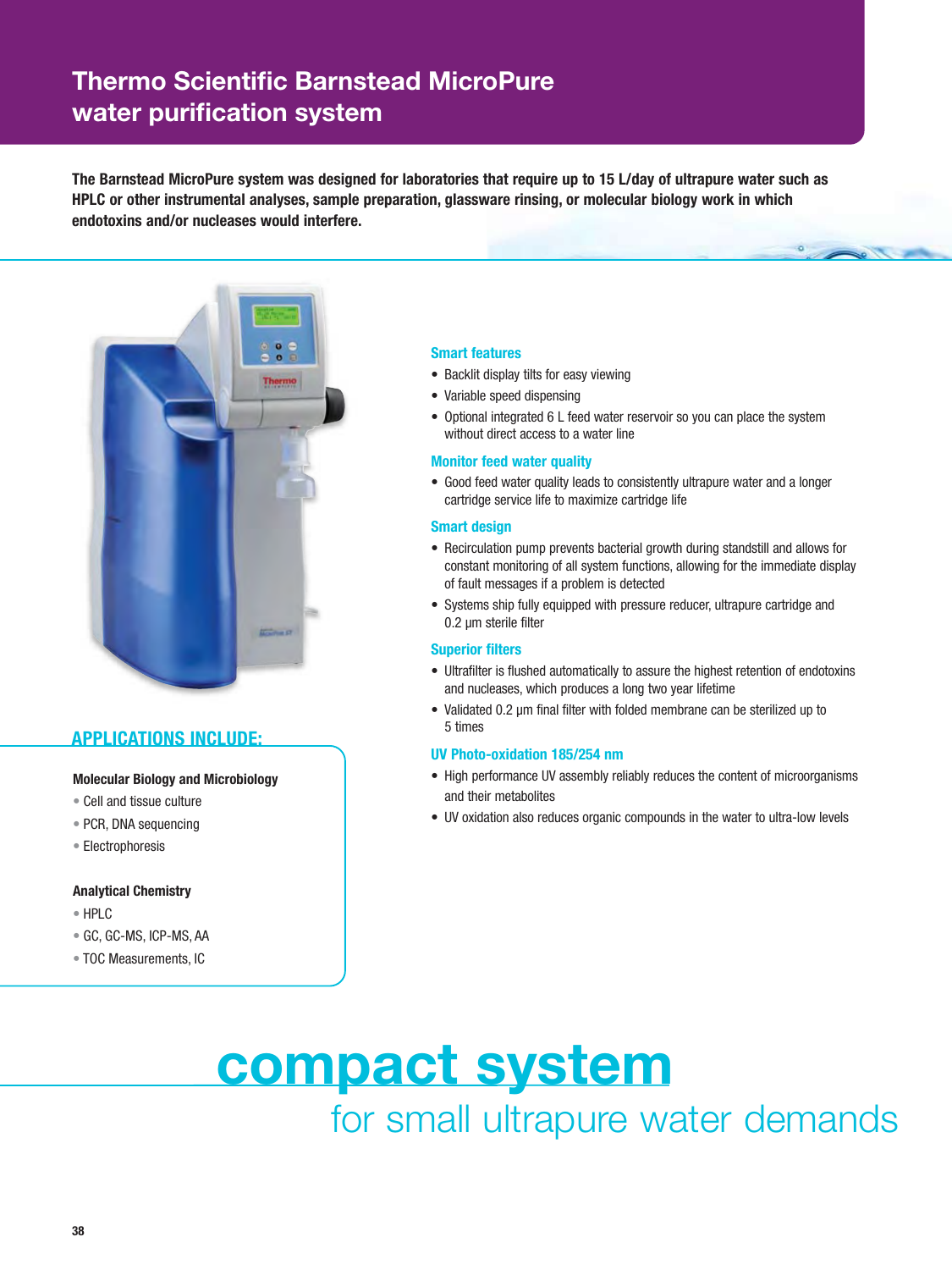# Thermo Scientific Barnstead MicroPure water purification system

**The Barnstead MicroPure system was designed for laboratories that require up to 15 L/day of ultrapure water such as HPLC or other instrumental analyses, sample preparation, glassware rinsing, or molecular biology work in which endotoxins and/or nucleases would interfere.**

### Smart features

- Backlit display tilts for easy viewing
- Variable speed dispensing
- Optional integrated 6 L feed water reservoir so you can place the system without direct access to a water line

### Monitor feed water quality

- Good feed water quality leads to consistently ultrapure water and a longer cartridge service life to maximize cartridge life

### Smart design

- Recirculation pump prevents bacterial growth during standstill and allows for constant monitoring of all system functions, allowing for the immediate display of fault messages if a problem is detected
- Systems ship fully equipped with pressure reducer, ultrapure cartridge and 0.2 µm sterile filter

### Superior filters

- Ultrafilter is flushed automatically to assure the highest retention of endotoxins and nucleases, which produces a long two year lifetime
- Validated 0.2 µm final filter with folded membrane can be sterilized up to 5 times

### UV Photo-oxidation 185/254 nm

- High performance UV assembly reliably reduces the content of microorganisms and their metabolites
- UV oxidation also reduces organic compounds in the water to ultra-low levels

## APPLICATIONS INCLUDE:

**Molecular Biology and Microbiology**

- Cell and tissue culture
- PCR, DNA sequencing
- Electrophoresis

**Analytical Chemistry**

- HPLC
- GC, GC-MS, ICP-MS, AA
- TOC Measurements, IC

## compact system

for small ultrapure water demands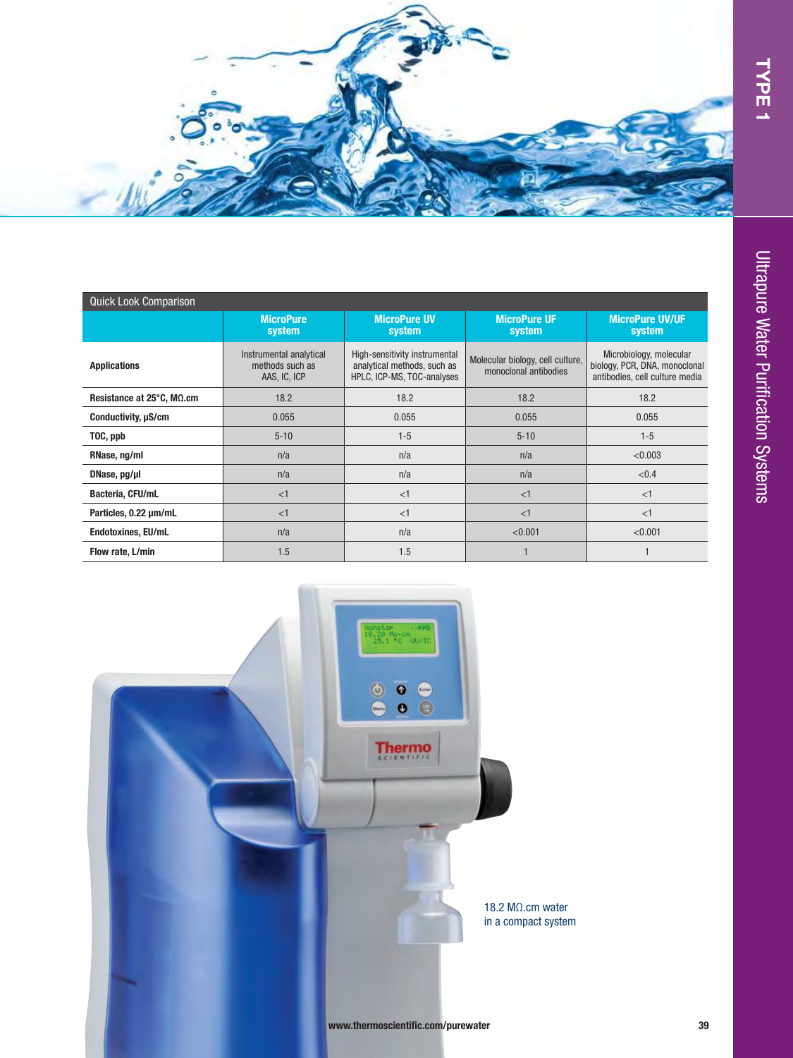TYPE 1

Ultrapure Water Purification Systems

| Quick Look Comparison | MicroPure system | MicroPure UV system | MicroPure UF system | MicroPure UV/UF system |
|---|---|---|---|---|
| **Applications** | Instrumental analytical methods such as AAS, IC, ICP | High-sensitivity instrumental analytical methods, such as HPLC, ICP-MS, TOC-analyses | Molecular biology, cell culture, monoclonal antibodies | Microbiology, molecular biology, PCR, DNA, monoclonal antibodies, cell culture media |
| **Resistance at 25°C, MΩ.cm** | 18.2 | 18.2 | 18.2 | 18.2 |
| **Conductivity, µS/cm** | 0.055 | 0.055 | 0.055 | 0.055 |
| **TOC, ppb** | 5-10 | 1-5 | 5-10 | 1-5 |
| **RNase, ng/ml** | n/a | n/a | n/a | <0.003 |
| **DNase, pg/µl** | n/a | n/a | n/a | <0.4 |
| **Bacteria, CFU/mL** | <1 | <1 | <1 | <1 |
| **Particles, 0.22 µm/mL** | <1 | <1 | <1 | <1 |
| **Endotoxines, EU/mL** | n/a | n/a | <0.001 | <0.001 |
| **Flow rate, L/min** | 1.5 | 1.5 | 1 | 1 |

18.2 MΩ.cm water in a compact system

www.thermoscientific.com/purewater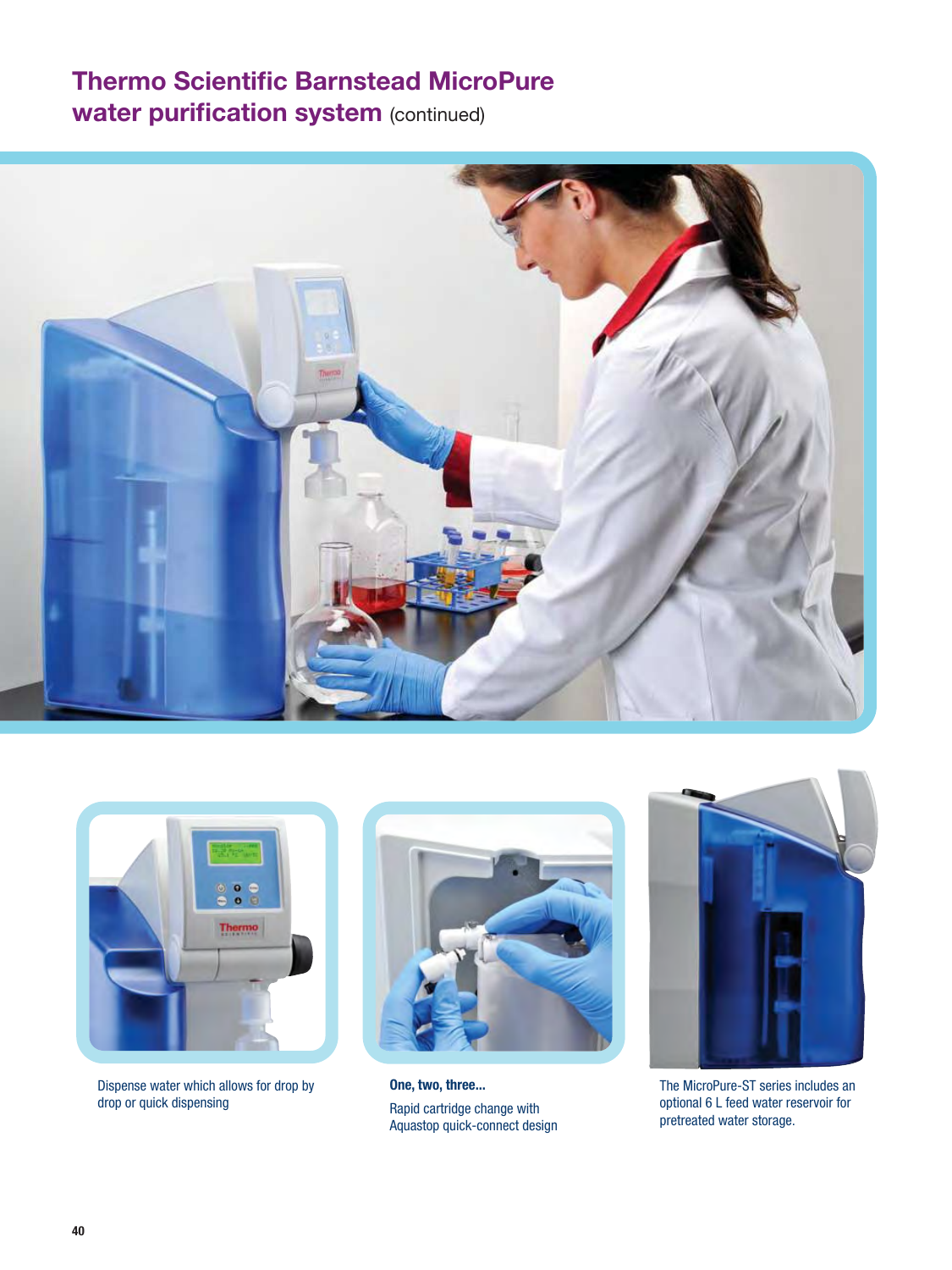# Thermo Scientific Barnstead MicroPure water purification system (continued)

Dispense water which allows for drop by drop or quick dispensing

**One, two, three...**

Rapid cartridge change with Aquastop quick-connect design

The MicroPure-ST series includes an optional 6 L feed water reservoir for pretreated water storage.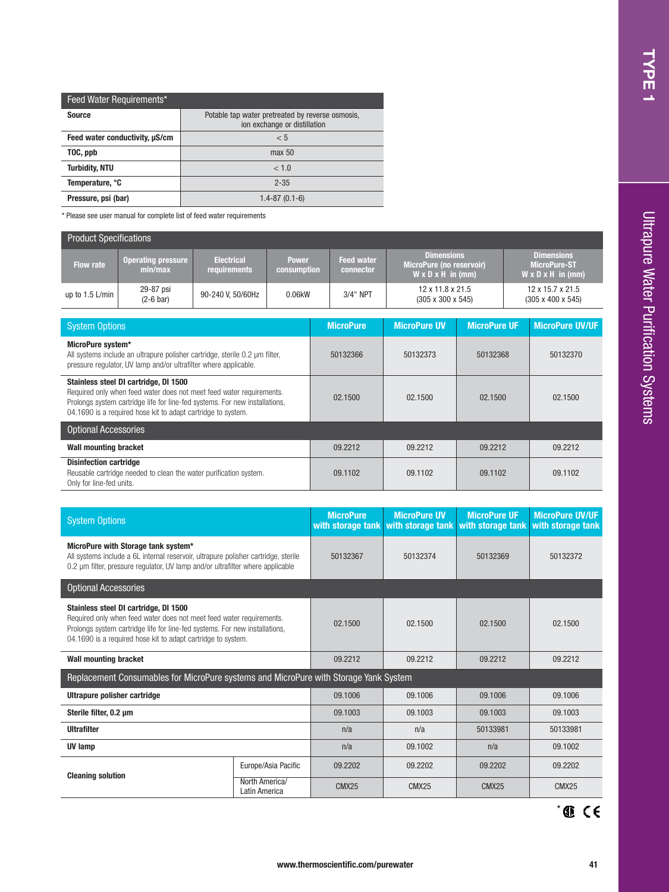| Feed Water Requirements* | |
|---|---|
| **Source** | Potable tap water pretreated by reverse osmosis, ion exchange or distillation |
| **Feed water conductivity, µS/cm** | < 5 |
| **TOC, ppb** | max 50 |
| **Turbidity, NTU** | < 1.0 |
| **Temperature, °C** | 2-35 |
| **Pressure, psi (bar)** | 1.4-87 (0.1-6) |

\* Please see user manual for complete list of feed water requirements

**Product Specifications**

| Flow rate | Operating pressure min/max | Electrical requirements | Power consumption | Feed water connector | Dimensions MicroPure (no reservoir) W x D x H in (mm) | Dimensions MicroPure-ST W x D x H in (mm) |
|---|---|---|---|---|---|---|
| up to 1.5 L/min | 29-87 psi (2-6 bar) | 90-240 V, 50/60Hz | 0.06kW | 3/4" NPT | 12 x 11.8 x 21.5 (305 x 300 x 545) | 12 x 15.7 x 21.5 (305 x 400 x 545) |

| System Options | MicroPure | MicroPure UV | MicroPure UF | MicroPure UV/UF |
|---|---|---|---|---|
| **MicroPure system***<br>All systems include an ultrapure polisher cartridge, sterile 0.2 µm filter, pressure regulator, UV lamp and/or ultrafilter where applicable. | 50132366 | 50132373 | 50132368 | 50132370 |
| **Stainless steel DI cartridge, DI 1500**<br>Required only when feed water does not meet feed water requirements. Prolongs system cartridge life for line-fed systems. For new installations, 04.1690 is a required hose kit to adapt cartridge to system. | 02.1500 | 02.1500 | 02.1500 | 02.1500 |
| **Optional Accessories** | | | | |
| **Wall mounting bracket** | 09.2212 | 09.2212 | 09.2212 | 09.2212 |
| **Disinfection cartridge**<br>Reusable cartridge needed to clean the water purification system. Only for line-fed units. | 09.1102 | 09.1102 | 09.1102 | 09.1102 |

| System Options | | MicroPure with storage tank | MicroPure UV with storage tank | MicroPure UF with storage tank | MicroPure UV/UF with storage tank |
|---|---|---|---|---|---|
| **MicroPure with Storage tank system***<br>All systems include a 6L internal reservoir, ultrapure polisher cartridge, sterile 0.2 µm filter, pressure regulator, UV lamp and/or ultrafilter where applicable | | 50132367 | 50132374 | 50132369 | 50132372 |
| **Optional Accessories** | | | | | |
| **Stainless steel DI cartridge, DI 1500**<br>Required only when feed water does not meet feed water requirements. Prolongs system cartridge life for line-fed systems. For new installations, 04.1690 is a required hose kit to adapt cartridge to system. | | 02.1500 | 02.1500 | 02.1500 | 02.1500 |
| **Wall mounting bracket** | | 09.2212 | 09.2212 | 09.2212 | 09.2212 |
| **Replacement Consumables for MicroPure systems and MicroPure with Storage Yank System** | | | | | |
| **Ultrapure polisher cartridge** | | 09.1006 | 09.1006 | 09.1006 | 09.1006 |
| **Sterile filter, 0.2 µm** | | 09.1003 | 09.1003 | 09.1003 | 09.1003 |
| **Ultrafilter** | | n/a | n/a | 50133981 | 50133981 |
| **UV lamp** | | n/a | 09.1002 | n/a | 09.1002 |
| **Cleaning solution** | Europe/Asia Pacific | 09.2202 | 09.2202 | 09.2202 | 09.2202 |
| | North America/ Latin America | CMX25 | CMX25 | CMX25 | CMX25 |

\* CSA CE

www.thermoscientific.com/purewater